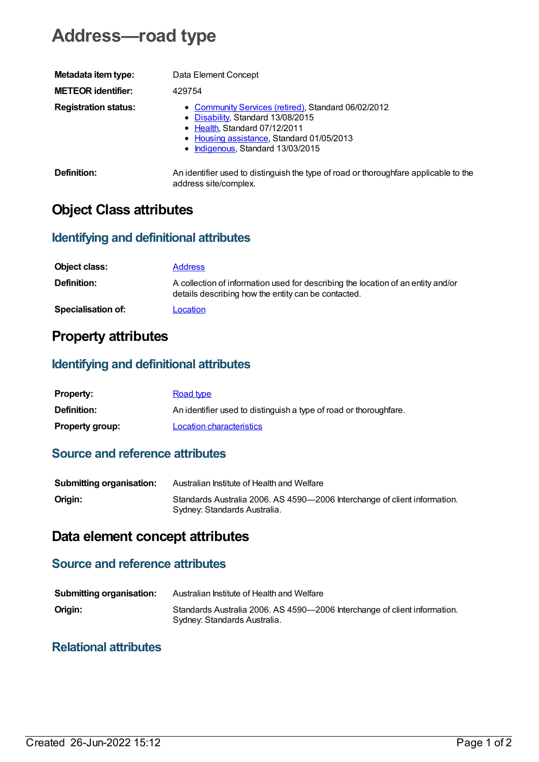# Address—road type

| | |
|---|---|
| **Metadata item type:** | Data Element Concept |
| **METEOR identifier:** | 429754 |
| **Registration status:** | • Community Services (retired), Standard 06/02/2012<br>• Disability, Standard 13/08/2015<br>• Health, Standard 07/12/2011<br>• Housing assistance, Standard 01/05/2013<br>• Indigenous, Standard 13/03/2015 |
| **Definition:** | An identifier used to distinguish the type of road or thoroughfare applicable to the address site/complex. |

## Object Class attributes

### Identifying and definitional attributes

| | |
|---|---|
| **Object class:** | Address |
| **Definition:** | A collection of information used for describing the location of an entity and/or details describing how the entity can be contacted. |
| **Specialisation of:** | Location |

## Property attributes

### Identifying and definitional attributes

| | |
|---|---|
| **Property:** | Road type |
| **Definition:** | An identifier used to distinguish a type of road or thoroughfare. |
| **Property group:** | Location characteristics |

### Source and reference attributes

| | |
|---|---|
| **Submitting organisation:** | Australian Institute of Health and Welfare |
| **Origin:** | Standards Australia 2006. AS 4590—2006 Interchange of client information. Sydney: Standards Australia. |

## Data element concept attributes

### Source and reference attributes

| | |
|---|---|
| **Submitting organisation:** | Australian Institute of Health and Welfare |
| **Origin:** | Standards Australia 2006. AS 4590—2006 Interchange of client information. Sydney: Standards Australia. |

### Relational attributes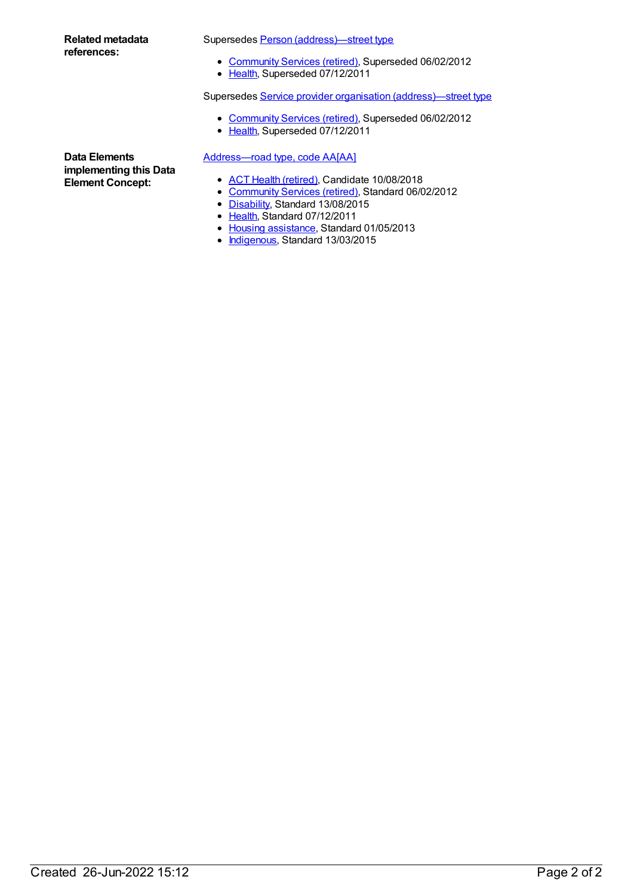**Related metadata references:**

Supersedes Person (address)—street type

- Community Services (retired), Superseded 06/02/2012
- Health, Superseded 07/12/2011

Supersedes Service provider organisation (address)—street type

- Community Services (retired), Superseded 06/02/2012
- Health, Superseded 07/12/2011

**Data Elements implementing this Data Element Concept:**

Address—road type, code AA[AA]

- ACT Health (retired), Candidate 10/08/2018
- Community Services (retired), Standard 06/02/2012
- Disability, Standard 13/08/2015
- Health, Standard 07/12/2011
- Housing assistance, Standard 01/05/2013
- Indigenous, Standard 13/03/2015